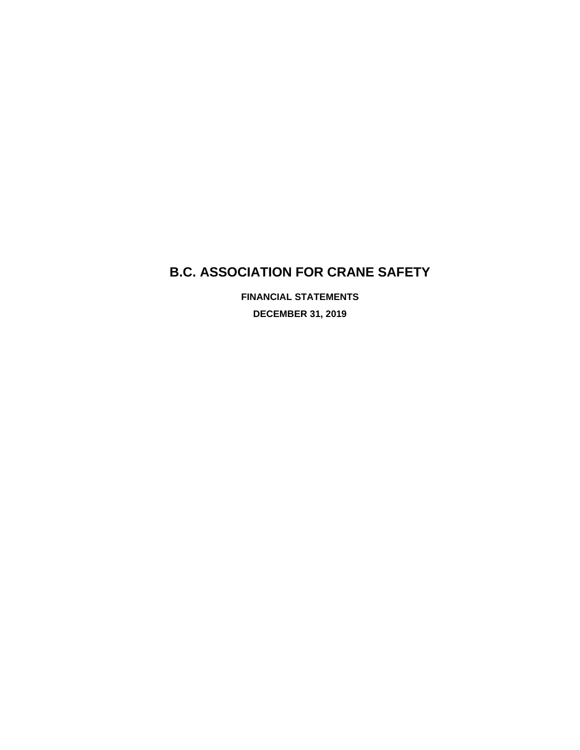# B.C. ASSOCIATION FOR CRANE SAFETY

**FINANCIAL STATEMENTS**

**DECEMBER 31, 2019**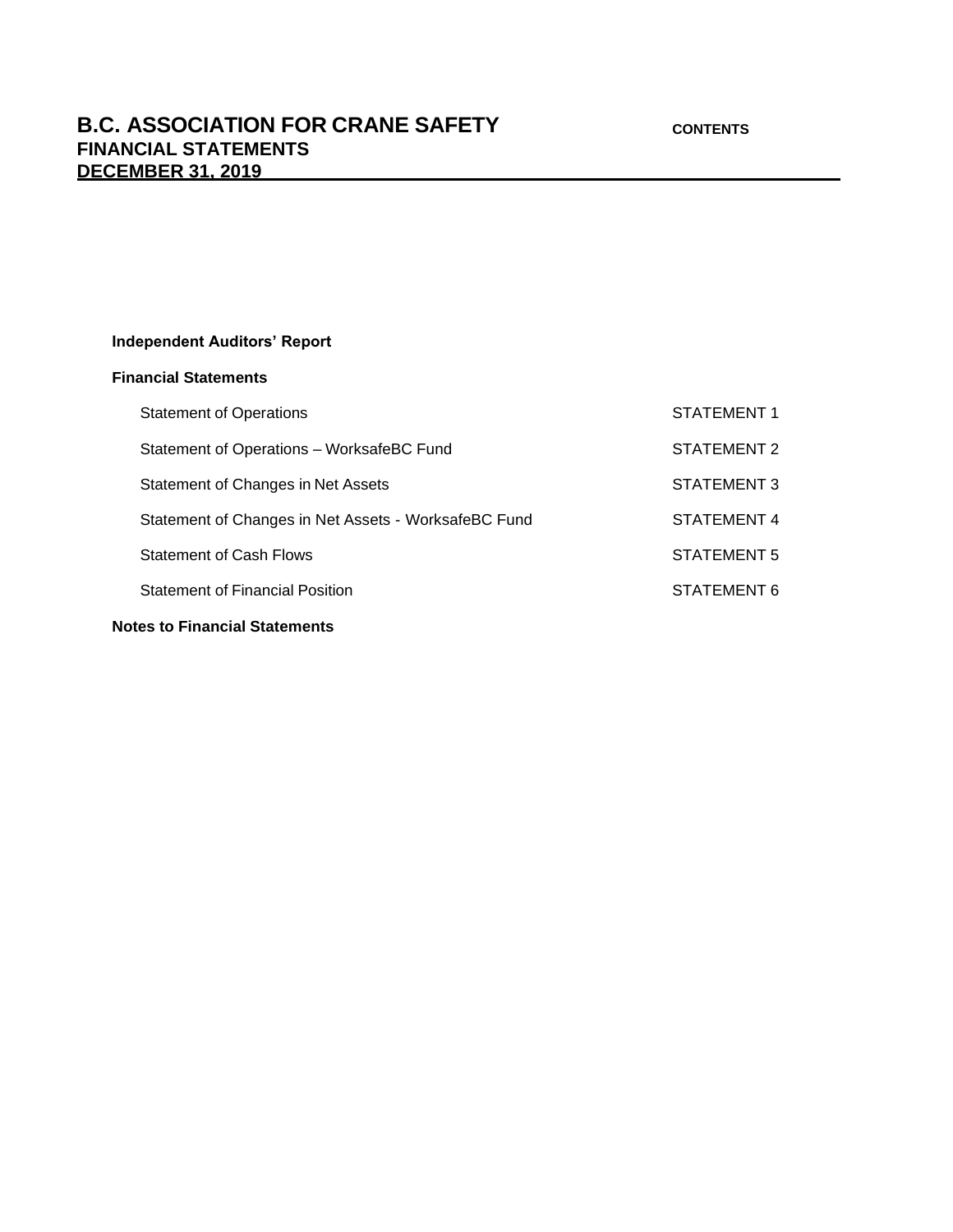# B.C. ASSOCIATION FOR CRANE SAFETY

**CONTENTS**

## FINANCIAL STATEMENTS

## DECEMBER 31, 2019

**Independent Auditors' Report**

**Financial Statements**

| | |
|---|---|
| Statement of Operations | STATEMENT 1 |
| Statement of Operations – WorksafeBC Fund | STATEMENT 2 |
| Statement of Changes in Net Assets | STATEMENT 3 |
| Statement of Changes in Net Assets - WorksafeBC Fund | STATEMENT 4 |
| Statement of Cash Flows | STATEMENT 5 |
| Statement of Financial Position | STATEMENT 6 |

**Notes to Financial Statements**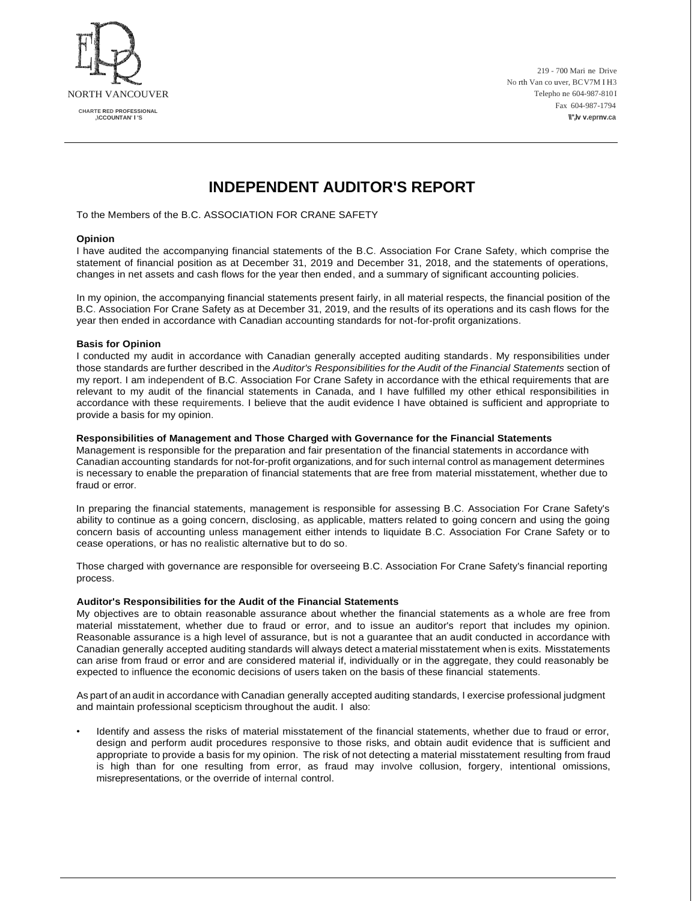NORTH VANCOUVER

CHARTE RED PROFESSIONAL ,\CCOUNTAN' I 'S

219 - 700 Mari ne Drive
No rth Van co uver, BCV7M I H3
Telepho ne 604-987-810 I
Fax 604-987-1794
\\",lv v.eprnv.ca

# INDEPENDENT AUDITOR'S REPORT

To the Members of the B.C. ASSOCIATION FOR CRANE SAFETY

**Opinion**

I have audited the accompanying financial statements of the B.C. Association For Crane Safety, which comprise the statement of financial position as at December 31, 2019 and December 31, 2018, and the statements of operations, changes in net assets and cash flows for the year then ended, and a summary of significant accounting policies.

In my opinion, the accompanying financial statements present fairly, in all material respects, the financial position of the B.C. Association For Crane Safety as at December 31, 2019, and the results of its operations and its cash flows for the year then ended in accordance with Canadian accounting standards for not-for-profit organizations.

**Basis for Opinion**

I conducted my audit in accordance with Canadian generally accepted auditing standards. My responsibilities under those standards are further described in the *Auditor's Responsibilities for the Audit of the Financial Statements* section of my report. I am independent of B.C. Association For Crane Safety in accordance with the ethical requirements that are relevant to my audit of the financial statements in Canada, and I have fulfilled my other ethical responsibilities in accordance with these requirements. I believe that the audit evidence I have obtained is sufficient and appropriate to provide a basis for my opinion.

**Responsibilities of Management and Those Charged with Governance for the Financial Statements**

Management is responsible for the preparation and fair presentation of the financial statements in accordance with Canadian accounting standards for not-for-profit organizations, and for such internal control as management determines is necessary to enable the preparation of financial statements that are free from material misstatement, whether due to fraud or error.

In preparing the financial statements, management is responsible for assessing B.C. Association For Crane Safety's ability to continue as a going concern, disclosing, as applicable, matters related to going concern and using the going concern basis of accounting unless management either intends to liquidate B.C. Association For Crane Safety or to cease operations, or has no realistic alternative but to do so.

Those charged with governance are responsible for overseeing B.C. Association For Crane Safety's financial reporting process.

**Auditor's Responsibilities for the Audit of the Financial Statements**

My objectives are to obtain reasonable assurance about whether the financial statements as a whole are free from material misstatement, whether due to fraud or error, and to issue an auditor's report that includes my opinion. Reasonable assurance is a high level of assurance, but is not a guarantee that an audit conducted in accordance with Canadian generally accepted auditing standards will always detect a material misstatement when is exits. Misstatements can arise from fraud or error and are considered material if, individually or in the aggregate, they could reasonably be expected to influence the economic decisions of users taken on the basis of these financial statements.

As part of an audit in accordance with Canadian generally accepted auditing standards, I exercise professional judgment and maintain professional scepticism throughout the audit. I also:

- Identify and assess the risks of material misstatement of the financial statements, whether due to fraud or error, design and perform audit procedures responsive to those risks, and obtain audit evidence that is sufficient and appropriate to provide a basis for my opinion. The risk of not detecting a material misstatement resulting from fraud is high than for one resulting from error, as fraud may involve collusion, forgery, intentional omissions, misrepresentations, or the override of internal control.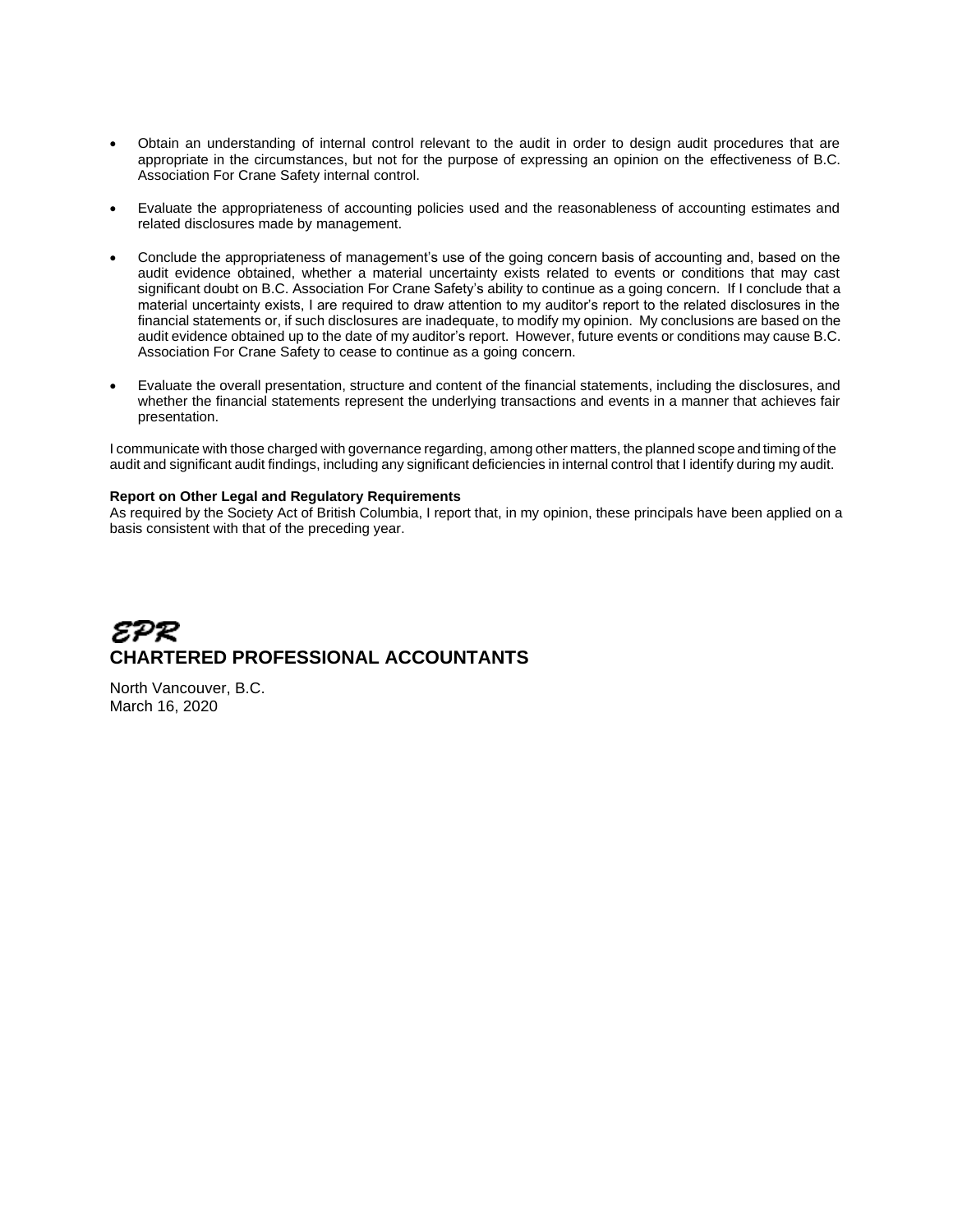- Obtain an understanding of internal control relevant to the audit in order to design audit procedures that are appropriate in the circumstances, but not for the purpose of expressing an opinion on the effectiveness of B.C. Association For Crane Safety internal control.

- Evaluate the appropriateness of accounting policies used and the reasonableness of accounting estimates and related disclosures made by management.

- Conclude the appropriateness of management's use of the going concern basis of accounting and, based on the audit evidence obtained, whether a material uncertainty exists related to events or conditions that may cast significant doubt on B.C. Association For Crane Safety's ability to continue as a going concern. If I conclude that a material uncertainty exists, I are required to draw attention to my auditor's report to the related disclosures in the financial statements or, if such disclosures are inadequate, to modify my opinion. My conclusions are based on the audit evidence obtained up to the date of my auditor's report. However, future events or conditions may cause B.C. Association For Crane Safety to cease to continue as a going concern.

- Evaluate the overall presentation, structure and content of the financial statements, including the disclosures, and whether the financial statements represent the underlying transactions and events in a manner that achieves fair presentation.

I communicate with those charged with governance regarding, among other matters, the planned scope and timing of the audit and significant audit findings, including any significant deficiencies in internal control that I identify during my audit.

**Report on Other Legal and Regulatory Requirements**
As required by the Society Act of British Columbia, I report that, in my opinion, these principals have been applied on a basis consistent with that of the preceding year.

*EPR*
**CHARTERED PROFESSIONAL ACCOUNTANTS**

North Vancouver, B.C.
March 16, 2020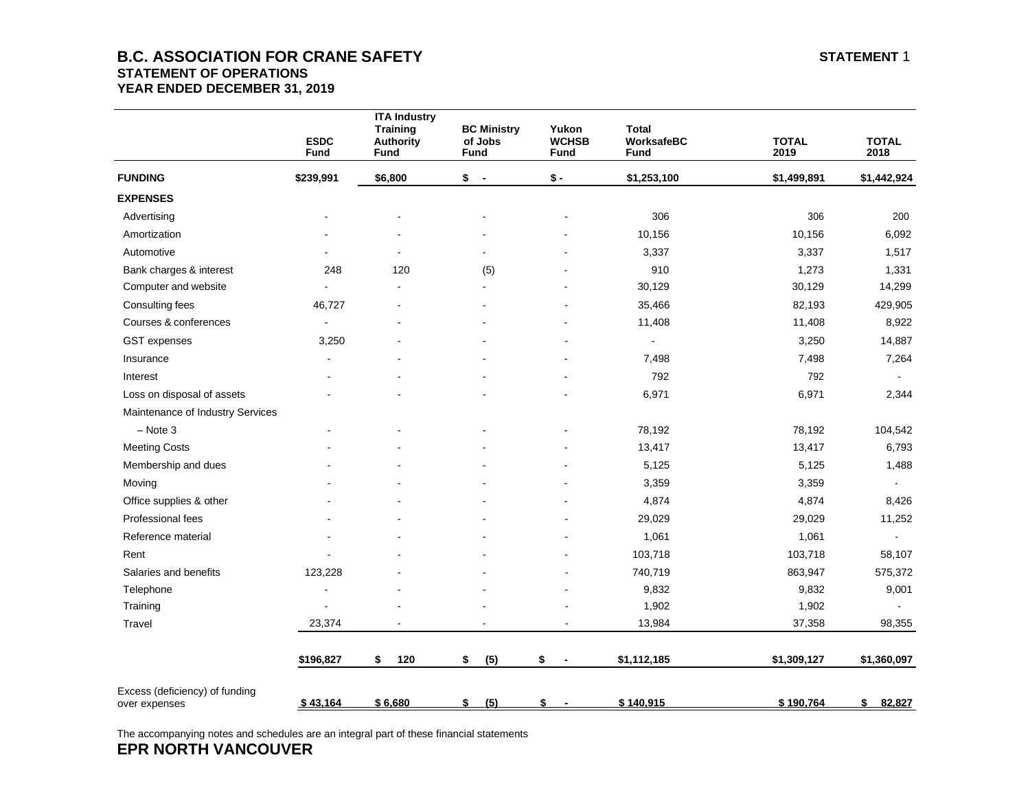# B.C. ASSOCIATION FOR CRANE SAFETY

**STATEMENT 1**

## STATEMENT OF OPERATIONS

## YEAR ENDED DECEMBER 31, 2019

| | ESDC Fund | ITA Industry Training Authority Fund | BC Ministry of Jobs Fund | Yukon WCHSB Fund | Total WorksafeBC Fund | TOTAL 2019 | TOTAL 2018 |
|---|---|---|---|---|---|---|---|
| **FUNDING** | **$239,991** | **$6,800** | **$ -** | **$ -** | **$1,253,100** | **$1,499,891** | **$1,442,924** |
| **EXPENSES** | | | | | | | |
| Advertising | - | - | - | - | 306 | 306 | 200 |
| Amortization | - | - | - | - | 10,156 | 10,156 | 6,092 |
| Automotive | - | - | - | - | 3,337 | 3,337 | 1,517 |
| Bank charges & interest | 248 | 120 | (5) | - | 910 | 1,273 | 1,331 |
| Computer and website | - | - | - | - | 30,129 | 30,129 | 14,299 |
| Consulting fees | 46,727 | - | - | - | 35,466 | 82,193 | 429,905 |
| Courses & conferences | - | - | - | - | 11,408 | 11,408 | 8,922 |
| GST expenses | 3,250 | - | - | - | - | 3,250 | 14,887 |
| Insurance | - | - | - | - | 7,498 | 7,498 | 7,264 |
| Interest | - | - | - | - | 792 | 792 | - |
| Loss on disposal of assets | - | - | - | - | 6,971 | 6,971 | 2,344 |
| Maintenance of Industry Services – Note 3 | - | - | - | - | 78,192 | 78,192 | 104,542 |
| Meeting Costs | - | - | - | - | 13,417 | 13,417 | 6,793 |
| Membership and dues | - | - | - | - | 5,125 | 5,125 | 1,488 |
| Moving | - | - | - | - | 3,359 | 3,359 | - |
| Office supplies & other | - | - | - | - | 4,874 | 4,874 | 8,426 |
| Professional fees | - | - | - | - | 29,029 | 29,029 | 11,252 |
| Reference material | - | - | - | - | 1,061 | 1,061 | - |
| Rent | - | - | - | - | 103,718 | 103,718 | 58,107 |
| Salaries and benefits | 123,228 | - | - | - | 740,719 | 863,947 | 575,372 |
| Telephone | - | - | - | - | 9,832 | 9,832 | 9,001 |
| Training | - | - | - | - | 1,902 | 1,902 | - |
| Travel | 23,374 | - | - | - | 13,984 | 37,358 | 98,355 |
| | **$196,827** | **$ 120** | **$ (5)** | **$ -** | **$1,112,185** | **$1,309,127** | **$1,360,097** |
| Excess (deficiency) of funding over expenses | **$ 43,164** | **$ 6,680** | **$ (5)** | **$ -** | **$ 140,915** | **$ 190,764** | **$ 82,827** |

The accompanying notes and schedules are an integral part of these financial statements

**EPR NORTH VANCOUVER**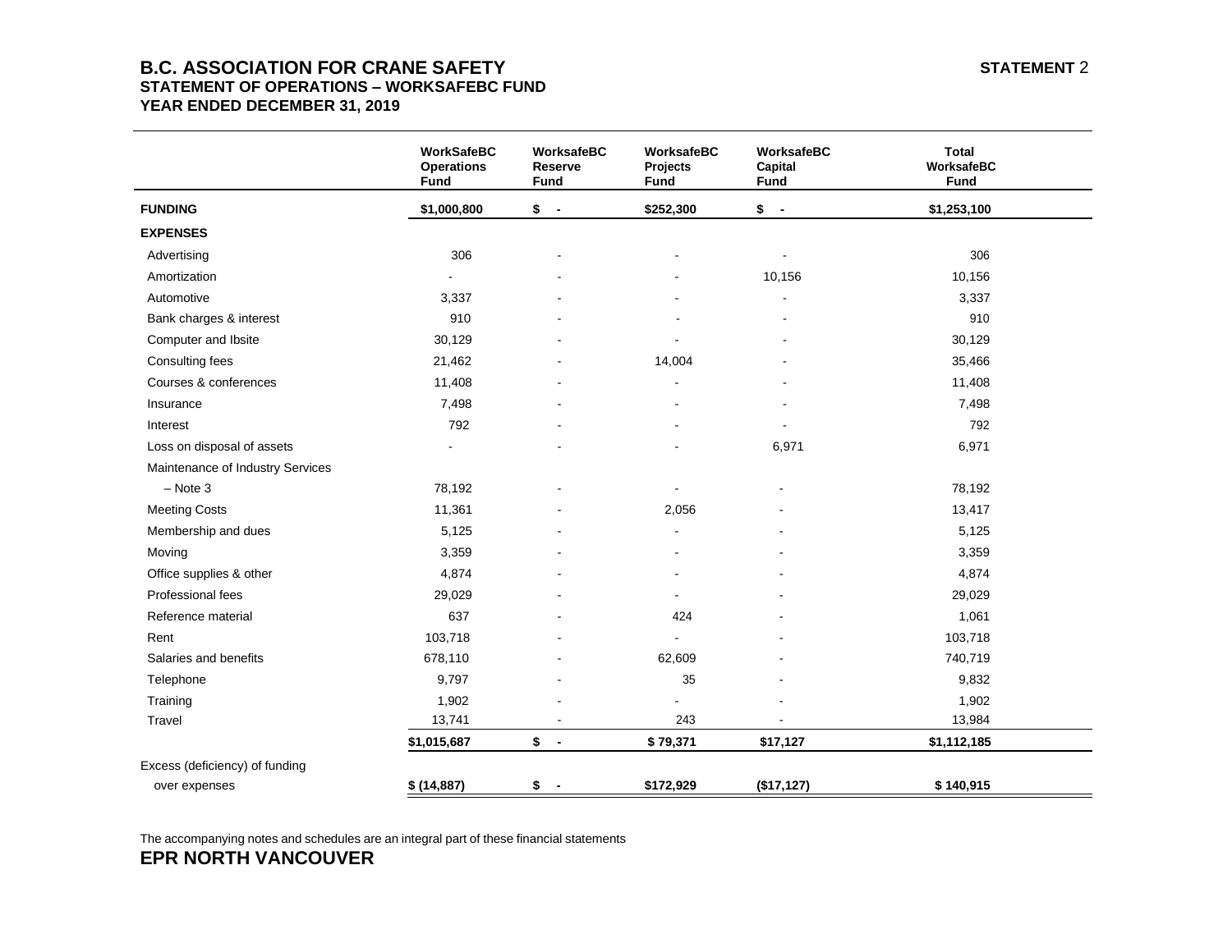# B.C. ASSOCIATION FOR CRANE SAFETY

**STATEMENT 2**

## STATEMENT OF OPERATIONS – WORKSAFEBC FUND

### YEAR ENDED DECEMBER 31, 2019

| | WorkSafeBC Operations Fund | WorksafeBC Reserve Fund | WorksafeBC Projects Fund | WorksafeBC Capital Fund | Total WorksafeBC Fund |
|---|---|---|---|---|---|
| **FUNDING** | **$1,000,800** | **$ -** | **$252,300** | **$ -** | **$1,253,100** |
| **EXPENSES** | | | | | |
| Advertising | 306 | - | - | - | 306 |
| Amortization | - | - | - | 10,156 | 10,156 |
| Automotive | 3,337 | - | - | - | 3,337 |
| Bank charges & interest | 910 | - | - | - | 910 |
| Computer and Ibsite | 30,129 | - | - | - | 30,129 |
| Consulting fees | 21,462 | - | 14,004 | - | 35,466 |
| Courses & conferences | 11,408 | - | - | - | 11,408 |
| Insurance | 7,498 | - | - | - | 7,498 |
| Interest | 792 | - | - | - | 792 |
| Loss on disposal of assets | - | - | - | 6,971 | 6,971 |
| Maintenance of Industry Services – Note 3 | 78,192 | - | - | - | 78,192 |
| Meeting Costs | 11,361 | - | 2,056 | - | 13,417 |
| Membership and dues | 5,125 | - | - | - | 5,125 |
| Moving | 3,359 | - | - | - | 3,359 |
| Office supplies & other | 4,874 | - | - | - | 4,874 |
| Professional fees | 29,029 | - | - | - | 29,029 |
| Reference material | 637 | - | 424 | - | 1,061 |
| Rent | 103,718 | - | - | - | 103,718 |
| Salaries and benefits | 678,110 | - | 62,609 | - | 740,719 |
| Telephone | 9,797 | - | 35 | - | 9,832 |
| Training | 1,902 | - | - | - | 1,902 |
| Travel | 13,741 | - | 243 | - | 13,984 |
| | **$1,015,687** | **$ -** | **$ 79,371** | **$17,127** | **$1,112,185** |
| Excess (deficiency) of funding over expenses | **$ (14,887)** | **$ -** | **$172,929** | **($17,127)** | **$ 140,915** |

The accompanying notes and schedules are an integral part of these financial statements

**EPR NORTH VANCOUVER**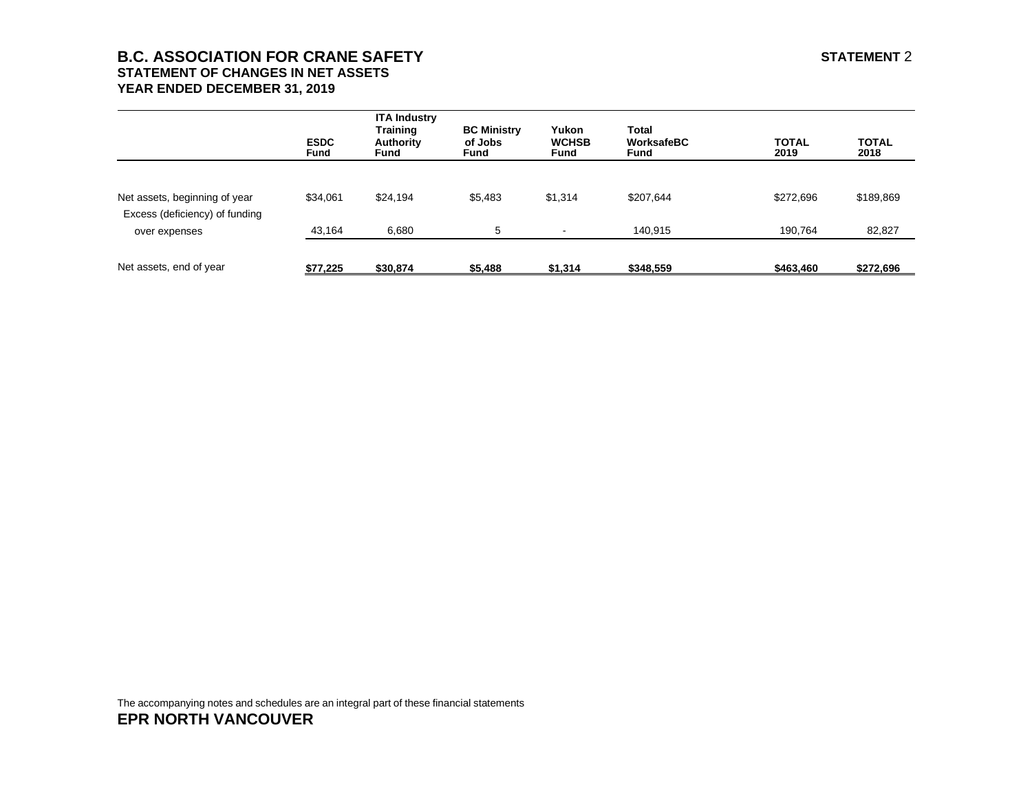# B.C. ASSOCIATION FOR CRANE SAFETY

**STATEMENT 2**

## STATEMENT OF CHANGES IN NET ASSETS

## YEAR ENDED DECEMBER 31, 2019

| | ESDC Fund | ITA Industry Training Authority Fund | BC Ministry of Jobs Fund | Yukon WCHSB Fund | Total WorksafeBC Fund | TOTAL 2019 | TOTAL 2018 |
|---|---|---|---|---|---|---|---|
| Net assets, beginning of year | $34,061 | $24,194 | $5,483 | $1,314 | $207,644 | $272,696 | $189,869 |
| Excess (deficiency) of funding over expenses | 43,164 | 6,680 | 5 | - | 140,915 | 190,764 | 82,827 |
| Net assets, end of year | **$77,225** | **$30,874** | **$5,488** | **$1,314** | **$348,559** | **$463,460** | **$272,696** |

The accompanying notes and schedules are an integral part of these financial statements

**EPR NORTH VANCOUVER**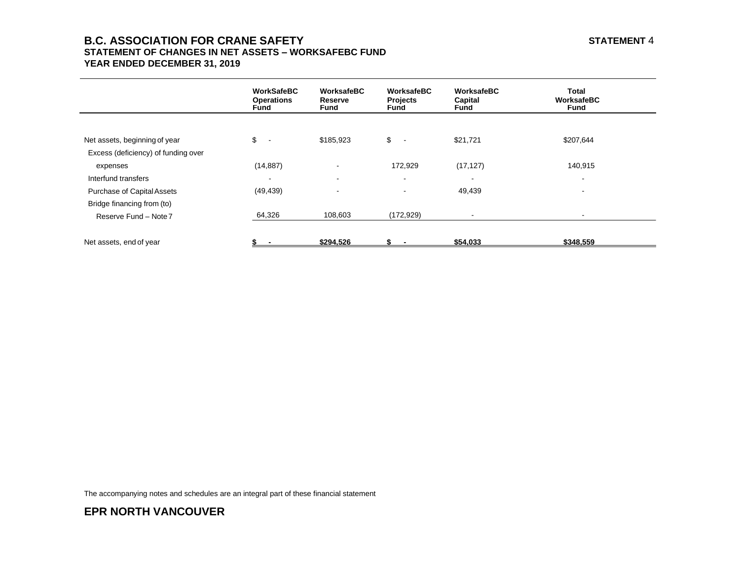# B.C. ASSOCIATION FOR CRANE SAFETY

**STATEMENT 4**

## STATEMENT OF CHANGES IN NET ASSETS – WORKSAFEBC FUND

## YEAR ENDED DECEMBER 31, 2019

| | WorkSafeBC Operations Fund | WorksafeBC Reserve Fund | WorksafeBC Projects Fund | WorksafeBC Capital Fund | Total WorksafeBC Fund |
|---|---|---|---|---|---|
| Net assets, beginning of year | $ - | $185,923 | $ - | $21,721 | $207,644 |
| Excess (deficiency) of funding over expenses | (14,887) | - | 172,929 | (17,127) | 140,915 |
| Interfund transfers | - | - | - | - | - |
| Purchase of Capital Assets | (49,439) | - | - | 49,439 | - |
| Bridge financing from (to) Reserve Fund – Note 7 | 64,326 | 108,603 | (172,929) | - | - |
| Net assets, end of year | **$ -** | **$294,526** | **$ -** | **$54,033** | **$348,559** |

The accompanying notes and schedules are an integral part of these financial statement

**EPR NORTH VANCOUVER**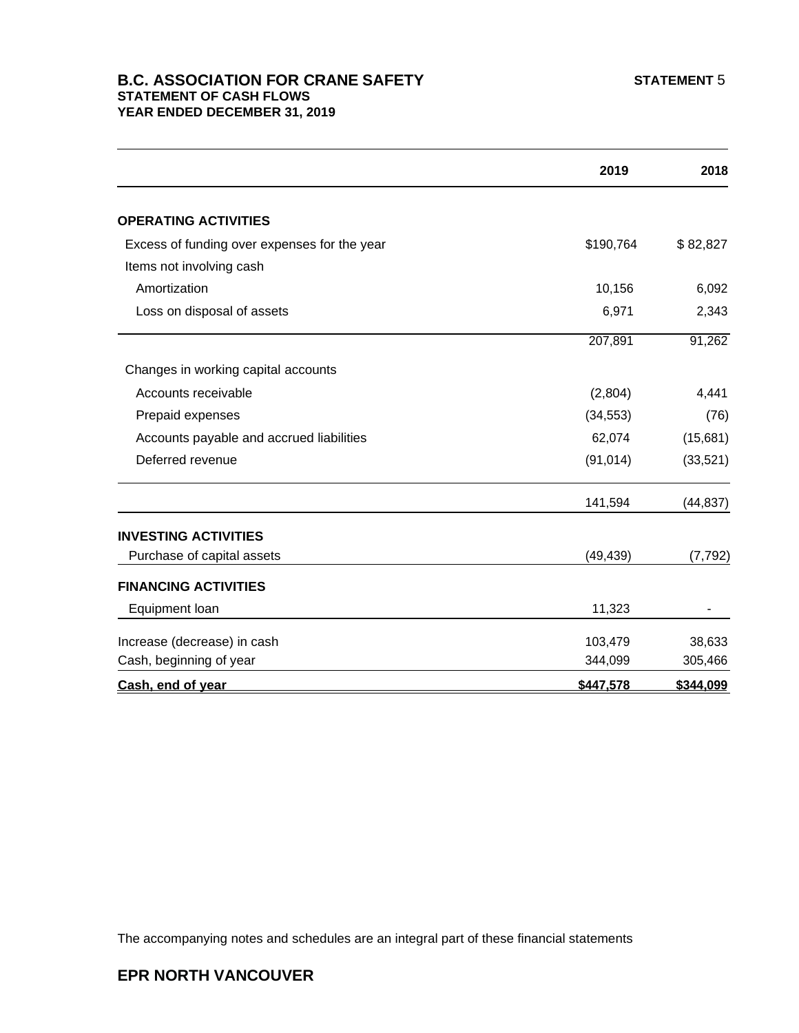# B.C. ASSOCIATION FOR CRANE SAFETY

**STATEMENT 5**

## STATEMENT OF CASH FLOWS
## YEAR ENDED DECEMBER 31, 2019

| | 2019 | 2018 |
|---|---|---|
| **OPERATING ACTIVITIES** | | |
| Excess of funding over expenses for the year | $190,764 | $ 82,827 |
| Items not involving cash | | |
| Amortization | 10,156 | 6,092 |
| Loss on disposal of assets | 6,971 | 2,343 |
| | 207,891 | 91,262 |
| Changes in working capital accounts | | |
| Accounts receivable | (2,804) | 4,441 |
| Prepaid expenses | (34,553) | (76) |
| Accounts payable and accrued liabilities | 62,074 | (15,681) |
| Deferred revenue | (91,014) | (33,521) |
| | 141,594 | (44,837) |
| **INVESTING ACTIVITIES** | | |
| Purchase of capital assets | (49,439) | (7,792) |
| **FINANCING ACTIVITIES** | | |
| Equipment loan | 11,323 | - |
| Increase (decrease) in cash | 103,479 | 38,633 |
| Cash, beginning of year | 344,099 | 305,466 |
| **Cash, end of year** | **$447,578** | **$344,099** |

The accompanying notes and schedules are an integral part of these financial statements

**EPR NORTH VANCOUVER**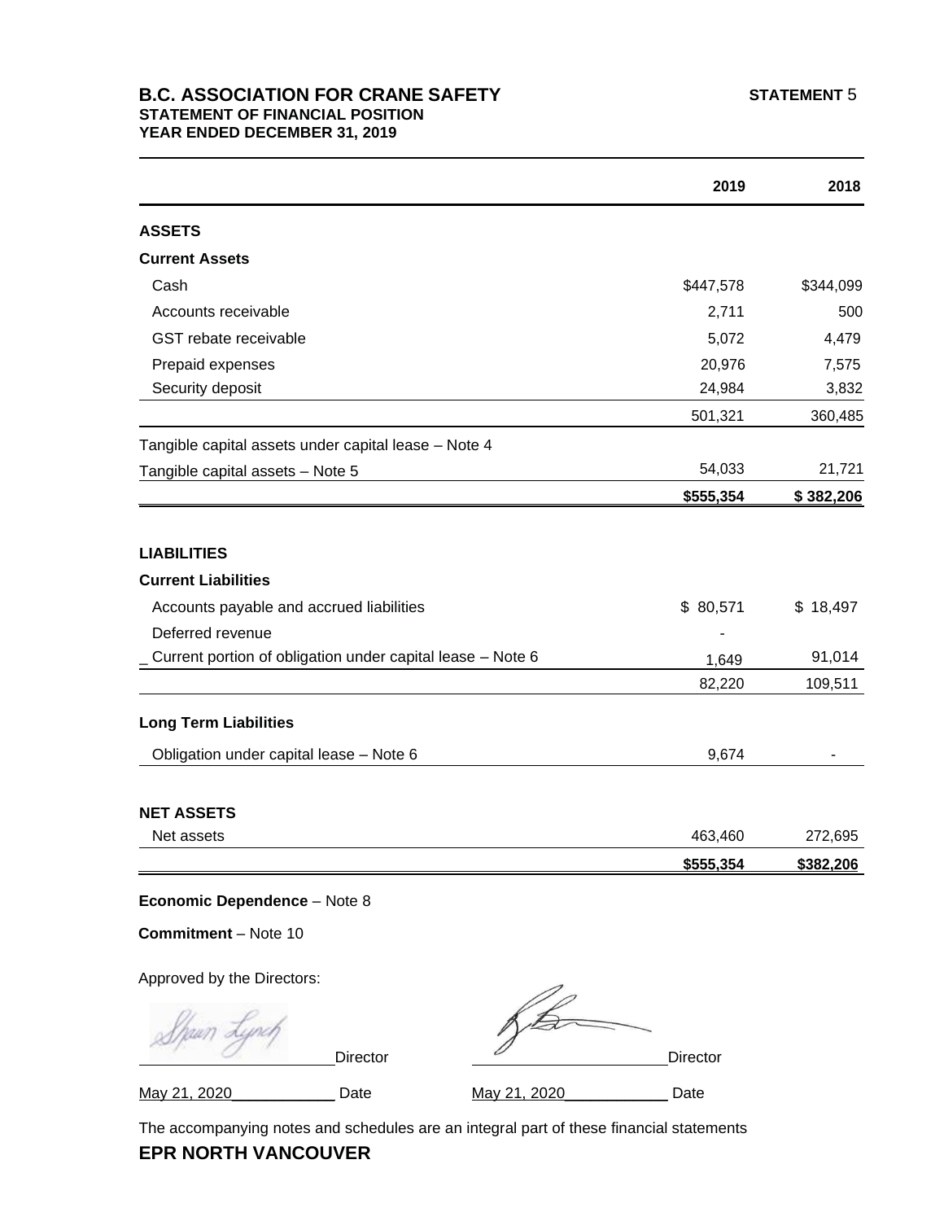**B.C. ASSOCIATION FOR CRANE SAFETY** **STATEMENT 5**
**STATEMENT OF FINANCIAL POSITION**
**YEAR ENDED DECEMBER 31, 2019**

| | 2019 | 2018 |
|---|---|---|
| **ASSETS** | | |
| **Current Assets** | | |
| Cash | $447,578 | $344,099 |
| Accounts receivable | 2,711 | 500 |
| GST rebate receivable | 5,072 | 4,479 |
| Prepaid expenses | 20,976 | 7,575 |
| Security deposit | 24,984 | 3,832 |
| | 501,321 | 360,485 |
| Tangible capital assets under capital lease – Note 4 | | |
| Tangible capital assets – Note 5 | 54,033 | 21,721 |
| | **$555,354** | **$ 382,206** |
| **LIABILITIES** | | |
| **Current Liabilities** | | |
| Accounts payable and accrued liabilities | $ 80,571 | $ 18,497 |
| Deferred revenue | - | |
| Current portion of obligation under capital lease – Note 6 | 1,649 | 91,014 |
| | 82,220 | 109,511 |
| **Long Term Liabilities** | | |
| Obligation under capital lease – Note 6 | 9,674 | - |
| **NET ASSETS** | | |
| Net assets | 463,460 | 272,695 |
| | **$555,354** | **$382,206** |

**Economic Dependence** – Note 8

**Commitment** – Note 10

Approved by the Directors:

Shaun Lynch ______________________ Director &nbsp;&nbsp;&nbsp;&nbsp; ______________________ Director

May 21, 2020____________ Date &nbsp;&nbsp;&nbsp;&nbsp; May 21, 2020____________ Date

The accompanying notes and schedules are an integral part of these financial statements

**EPR NORTH VANCOUVER**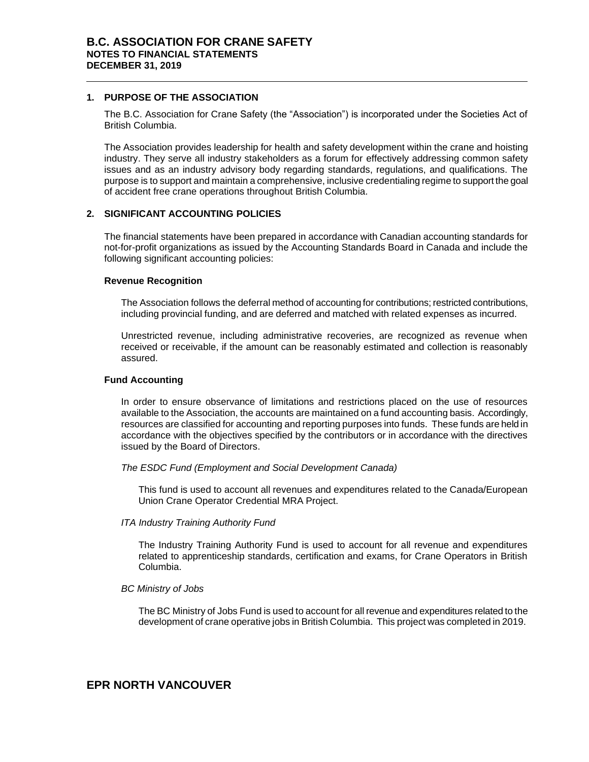# B.C. ASSOCIATION FOR CRANE SAFETY
## NOTES TO FINANCIAL STATEMENTS
## DECEMBER 31, 2019

### 1. PURPOSE OF THE ASSOCIATION

The B.C. Association for Crane Safety (the "Association") is incorporated under the Societies Act of British Columbia.

The Association provides leadership for health and safety development within the crane and hoisting industry. They serve all industry stakeholders as a forum for effectively addressing common safety issues and as an industry advisory body regarding standards, regulations, and qualifications. The purpose is to support and maintain a comprehensive, inclusive credentialing regime to support the goal of accident free crane operations throughout British Columbia.

### 2. SIGNIFICANT ACCOUNTING POLICIES

The financial statements have been prepared in accordance with Canadian accounting standards for not-for-profit organizations as issued by the Accounting Standards Board in Canada and include the following significant accounting policies:

**Revenue Recognition**

The Association follows the deferral method of accounting for contributions; restricted contributions, including provincial funding, and are deferred and matched with related expenses as incurred.

Unrestricted revenue, including administrative recoveries, are recognized as revenue when received or receivable, if the amount can be reasonably estimated and collection is reasonably assured.

**Fund Accounting**

In order to ensure observance of limitations and restrictions placed on the use of resources available to the Association, the accounts are maintained on a fund accounting basis. Accordingly, resources are classified for accounting and reporting purposes into funds. These funds are held in accordance with the objectives specified by the contributors or in accordance with the directives issued by the Board of Directors.

*The ESDC Fund (Employment and Social Development Canada)*

This fund is used to account all revenues and expenditures related to the Canada/European Union Crane Operator Credential MRA Project.

*ITA Industry Training Authority Fund*

The Industry Training Authority Fund is used to account for all revenue and expenditures related to apprenticeship standards, certification and exams, for Crane Operators in British Columbia.

*BC Ministry of Jobs*

The BC Ministry of Jobs Fund is used to account for all revenue and expenditures related to the development of crane operative jobs in British Columbia. This project was completed in 2019.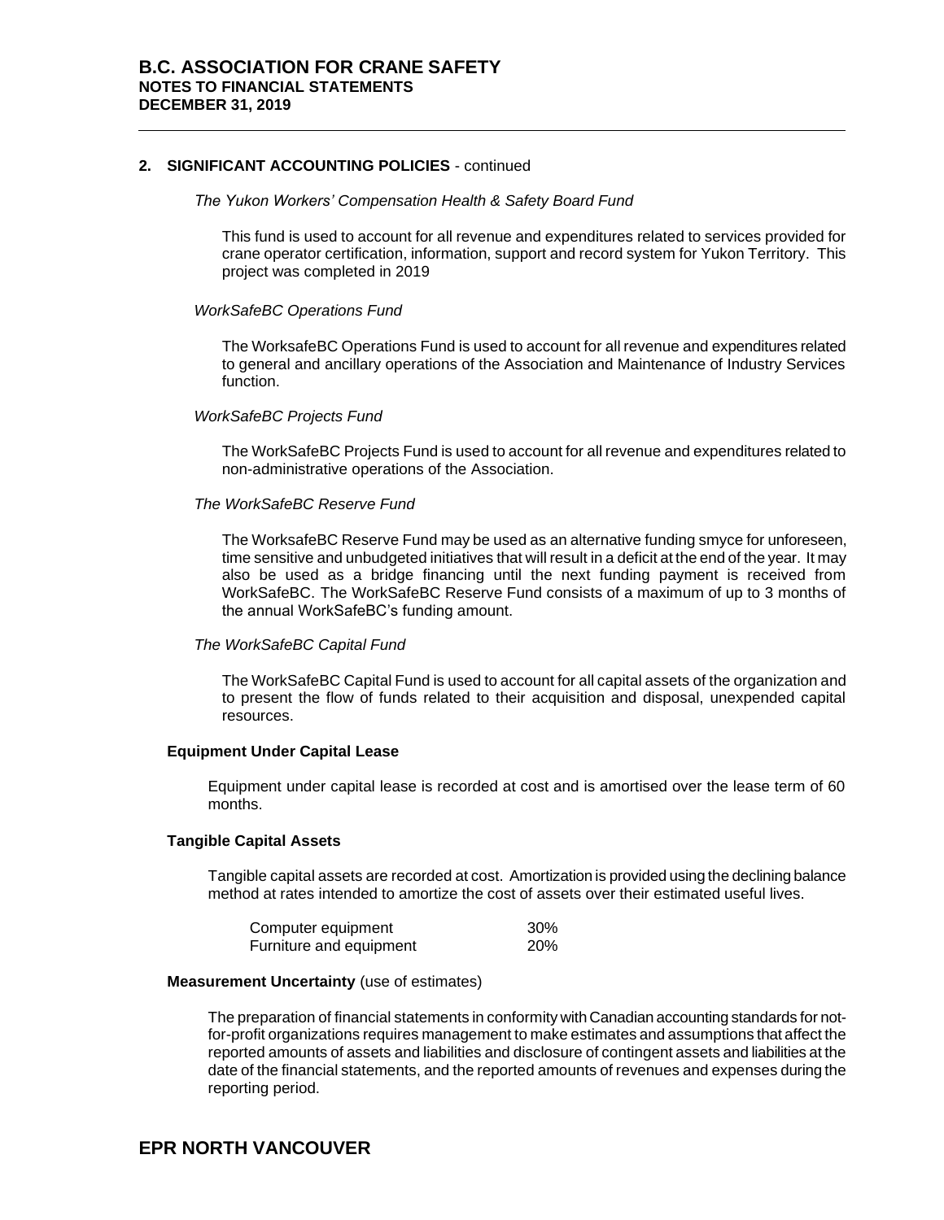## 2. SIGNIFICANT ACCOUNTING POLICIES - continued

*The Yukon Workers' Compensation Health & Safety Board Fund*

This fund is used to account for all revenue and expenditures related to services provided for crane operator certification, information, support and record system for Yukon Territory. This project was completed in 2019

*WorkSafeBC Operations Fund*

The WorksafeBC Operations Fund is used to account for all revenue and expenditures related to general and ancillary operations of the Association and Maintenance of Industry Services function.

*WorkSafeBC Projects Fund*

The WorkSafeBC Projects Fund is used to account for all revenue and expenditures related to non-administrative operations of the Association.

*The WorkSafeBC Reserve Fund*

The WorksafeBC Reserve Fund may be used as an alternative funding smyce for unforeseen, time sensitive and unbudgeted initiatives that will result in a deficit at the end of the year. It may also be used as a bridge financing until the next funding payment is received from WorkSafeBC. The WorkSafeBC Reserve Fund consists of a maximum of up to 3 months of the annual WorkSafeBC's funding amount.

*The WorkSafeBC Capital Fund*

The WorkSafeBC Capital Fund is used to account for all capital assets of the organization and to present the flow of funds related to their acquisition and disposal, unexpended capital resources.

**Equipment Under Capital Lease**

Equipment under capital lease is recorded at cost and is amortised over the lease term of 60 months.

**Tangible Capital Assets**

Tangible capital assets are recorded at cost. Amortization is provided using the declining balance method at rates intended to amortize the cost of assets over their estimated useful lives.

| | |
|---|---|
| Computer equipment | 30% |
| Furniture and equipment | 20% |

**Measurement Uncertainty** (use of estimates)

The preparation of financial statements in conformity with Canadian accounting standards for not-for-profit organizations requires management to make estimates and assumptions that affect the reported amounts of assets and liabilities and disclosure of contingent assets and liabilities at the date of the financial statements, and the reported amounts of revenues and expenses during the reporting period.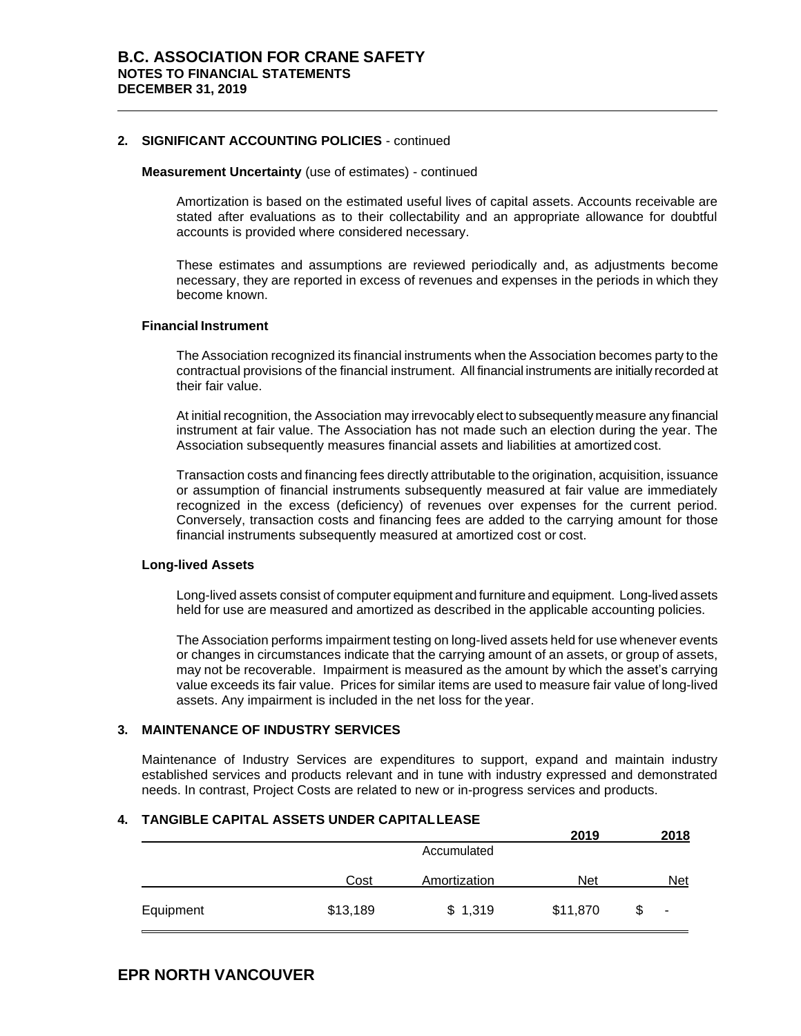## 2. SIGNIFICANT ACCOUNTING POLICIES - continued

**Measurement Uncertainty** (use of estimates) - continued

Amortization is based on the estimated useful lives of capital assets. Accounts receivable are stated after evaluations as to their collectability and an appropriate allowance for doubtful accounts is provided where considered necessary.

These estimates and assumptions are reviewed periodically and, as adjustments become necessary, they are reported in excess of revenues and expenses in the periods in which they become known.

**Financial Instrument**

The Association recognized its financial instruments when the Association becomes party to the contractual provisions of the financial instrument. All financial instruments are initially recorded at their fair value.

At initial recognition, the Association may irrevocably elect to subsequently measure any financial instrument at fair value. The Association has not made such an election during the year. The Association subsequently measures financial assets and liabilities at amortized cost.

Transaction costs and financing fees directly attributable to the origination, acquisition, issuance or assumption of financial instruments subsequently measured at fair value are immediately recognized in the excess (deficiency) of revenues over expenses for the current period. Conversely, transaction costs and financing fees are added to the carrying amount for those financial instruments subsequently measured at amortized cost or cost.

**Long-lived Assets**

Long-lived assets consist of computer equipment and furniture and equipment. Long-lived assets held for use are measured and amortized as described in the applicable accounting policies.

The Association performs impairment testing on long-lived assets held for use whenever events or changes in circumstances indicate that the carrying amount of an assets, or group of assets, may not be recoverable. Impairment is measured as the amount by which the asset's carrying value exceeds its fair value. Prices for similar items are used to measure fair value of long-lived assets. Any impairment is included in the net loss for the year.

## 3. MAINTENANCE OF INDUSTRY SERVICES

Maintenance of Industry Services are expenditures to support, expand and maintain industry established services and products relevant and in tune with industry expressed and demonstrated needs. In contrast, Project Costs are related to new or in-progress services and products.

## 4. TANGIBLE CAPITAL ASSETS UNDER CAPITAL LEASE

| | | | 2019 | 2018 |
|---|---|---|---|---|
| | | Accumulated | | |
| | Cost | Amortization | Net | Net |
| Equipment | $13,189 | $ 1,319 | $11,870 | $ - |

# EPR NORTH VANCOUVER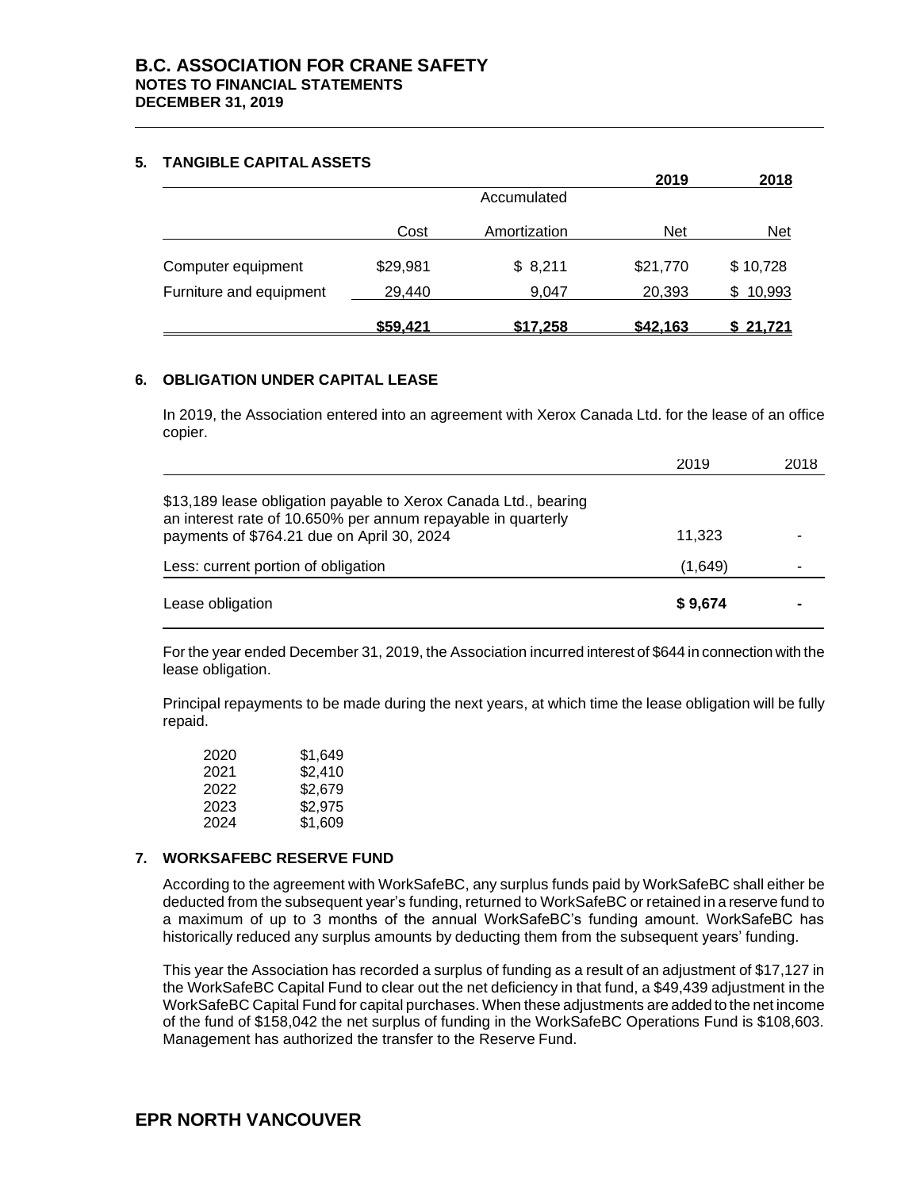## 5. TANGIBLE CAPITAL ASSETS

| | Cost | Accumulated Amortization | 2019 Net | 2018 Net |
|---|---|---|---|---|
| Computer equipment | $29,981 | $ 8,211 | $21,770 | $ 10,728 |
| Furniture and equipment | 29,440 | 9,047 | 20,393 | $ 10,993 |
| | **$59,421** | **$17,258** | **$42,163** | **$ 21,721** |

## 6. OBLIGATION UNDER CAPITAL LEASE

In 2019, the Association entered into an agreement with Xerox Canada Ltd. for the lease of an office copier.

| | 2019 | 2018 |
|---|---|---|
| $13,189 lease obligation payable to Xerox Canada Ltd., bearing an interest rate of 10.650% per annum repayable in quarterly payments of $764.21 due on April 30, 2024 | 11,323 | - |
| Less: current portion of obligation | (1,649) | - |
| Lease obligation | **$ 9,674** | **-** |

For the year ended December 31, 2019, the Association incurred interest of $644 in connection with the lease obligation.

Principal repayments to be made during the next years, at which time the lease obligation will be fully repaid.

| | |
|---|---|
| 2020 | $1,649 |
| 2021 | $2,410 |
| 2022 | $2,679 |
| 2023 | $2,975 |
| 2024 | $1,609 |

## 7. WORKSAFEBC RESERVE FUND

According to the agreement with WorkSafeBC, any surplus funds paid by WorkSafeBC shall either be deducted from the subsequent year's funding, returned to WorkSafeBC or retained in a reserve fund to a maximum of up to 3 months of the annual WorkSafeBC's funding amount. WorkSafeBC has historically reduced any surplus amounts by deducting them from the subsequent years' funding.

This year the Association has recorded a surplus of funding as a result of an adjustment of $17,127 in the WorkSafeBC Capital Fund to clear out the net deficiency in that fund, a $49,439 adjustment in the WorkSafeBC Capital Fund for capital purchases. When these adjustments are added to the net income of the fund of $158,042 the net surplus of funding in the WorkSafeBC Operations Fund is $108,603. Management has authorized the transfer to the Reserve Fund.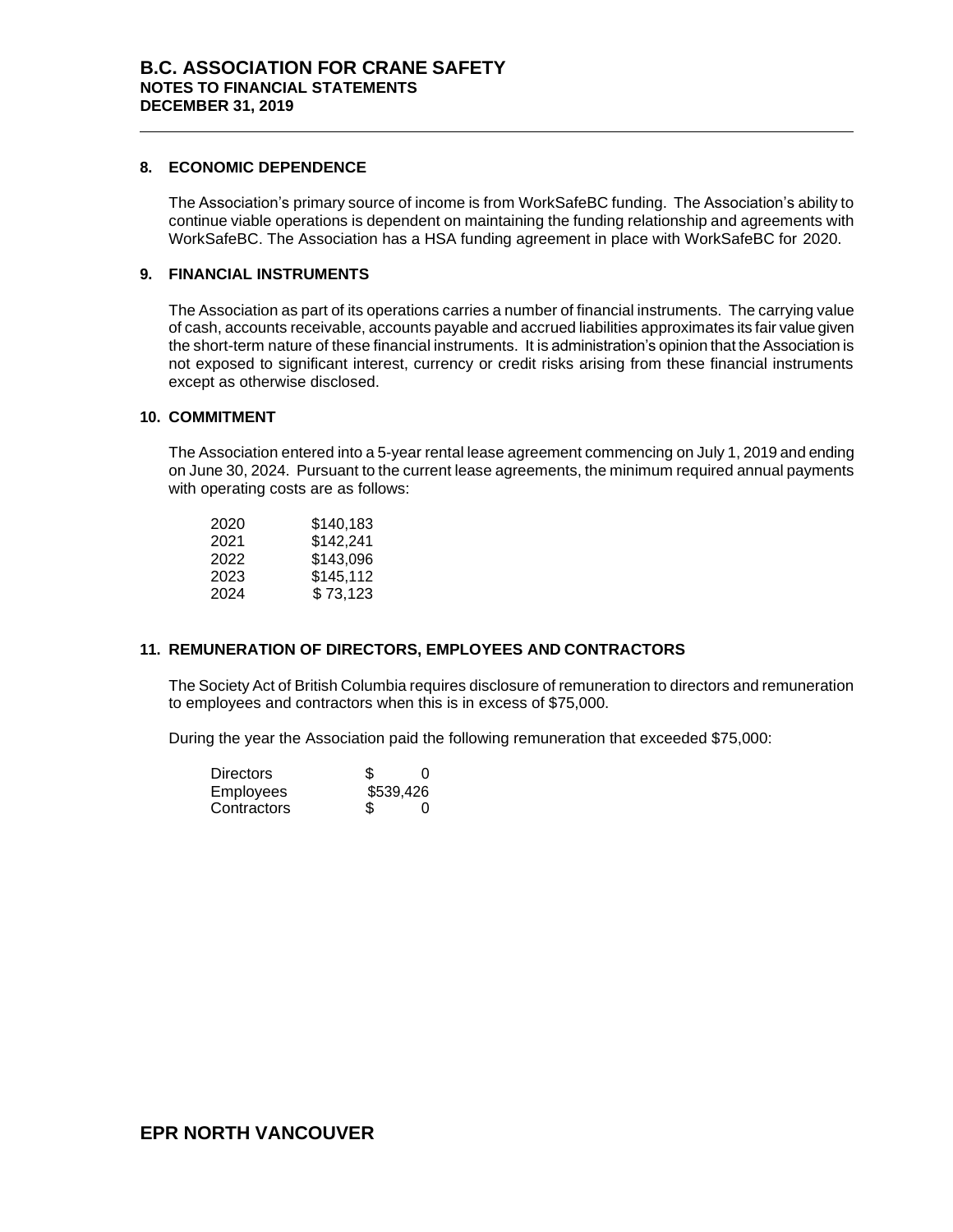## 8. ECONOMIC DEPENDENCE

The Association's primary source of income is from WorkSafeBC funding. The Association's ability to continue viable operations is dependent on maintaining the funding relationship and agreements with WorkSafeBC. The Association has a HSA funding agreement in place with WorkSafeBC for 2020.

## 9. FINANCIAL INSTRUMENTS

The Association as part of its operations carries a number of financial instruments. The carrying value of cash, accounts receivable, accounts payable and accrued liabilities approximates its fair value given the short-term nature of these financial instruments. It is administration's opinion that the Association is not exposed to significant interest, currency or credit risks arising from these financial instruments except as otherwise disclosed.

## 10. COMMITMENT

The Association entered into a 5-year rental lease agreement commencing on July 1, 2019 and ending on June 30, 2024. Pursuant to the current lease agreements, the minimum required annual payments with operating costs are as follows:

| | |
|---|---|
| 2020 | $140,183 |
| 2021 | $142,241 |
| 2022 | $143,096 |
| 2023 | $145,112 |
| 2024 | $ 73,123 |

## 11. REMUNERATION OF DIRECTORS, EMPLOYEES AND CONTRACTORS

The Society Act of British Columbia requires disclosure of remuneration to directors and remuneration to employees and contractors when this is in excess of $75,000.

During the year the Association paid the following remuneration that exceeded $75,000:

| | |
|---|---|
| Directors | $ 0 |
| Employees | $539,426 |
| Contractors | $ 0 |

**EPR NORTH VANCOUVER**